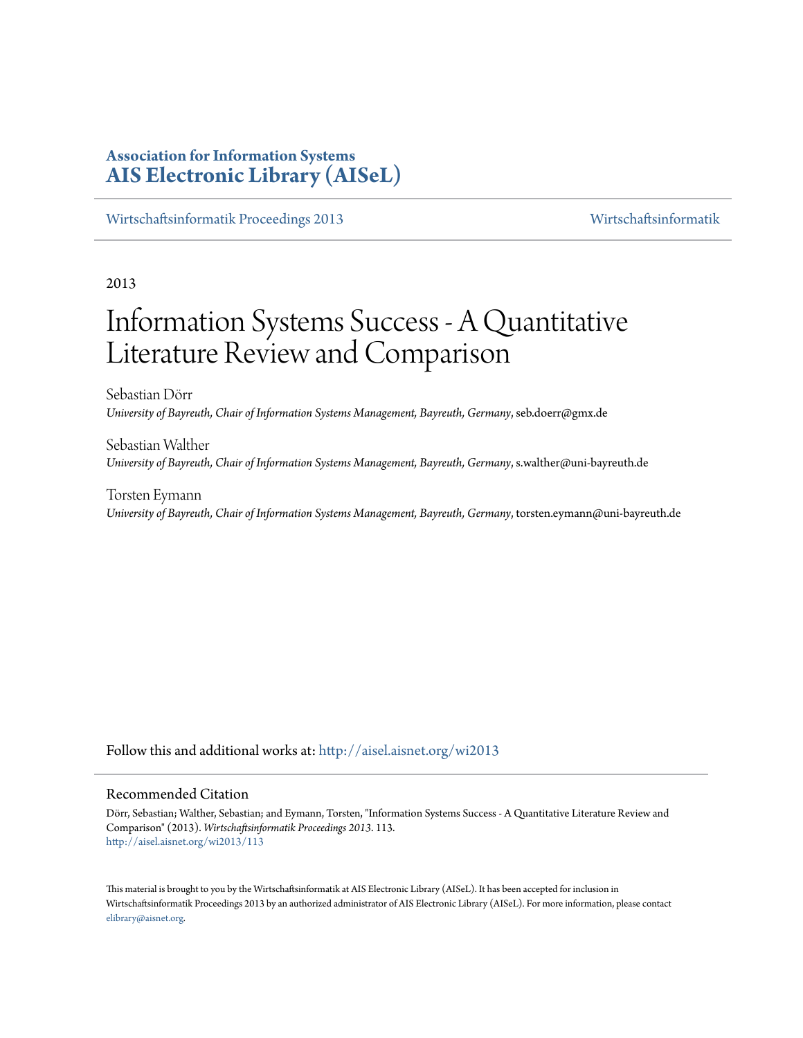**Association for Information Systems**
**AIS Electronic Library (AISeL)**

Wirtschaftsinformatik Proceedings 2013 — Wirtschaftsinformatik

2013

# Information Systems Success - A Quantitative Literature Review and Comparison

Sebastian Dörr
*University of Bayreuth, Chair of Information Systems Management, Bayreuth, Germany*, seb.doerr@gmx.de

Sebastian Walther
*University of Bayreuth, Chair of Information Systems Management, Bayreuth, Germany*, s.walther@uni-bayreuth.de

Torsten Eymann
*University of Bayreuth, Chair of Information Systems Management, Bayreuth, Germany*, torsten.eymann@uni-bayreuth.de

Follow this and additional works at: http://aisel.aisnet.org/wi2013

## Recommended Citation

Dörr, Sebastian; Walther, Sebastian; and Eymann, Torsten, "Information Systems Success - A Quantitative Literature Review and Comparison" (2013). *Wirtschaftsinformatik Proceedings 2013*. 113.
http://aisel.aisnet.org/wi2013/113

This material is brought to you by the Wirtschaftsinformatik at AIS Electronic Library (AISeL). It has been accepted for inclusion in Wirtschaftsinformatik Proceedings 2013 by an authorized administrator of AIS Electronic Library (AISeL). For more information, please contact elibrary@aisnet.org.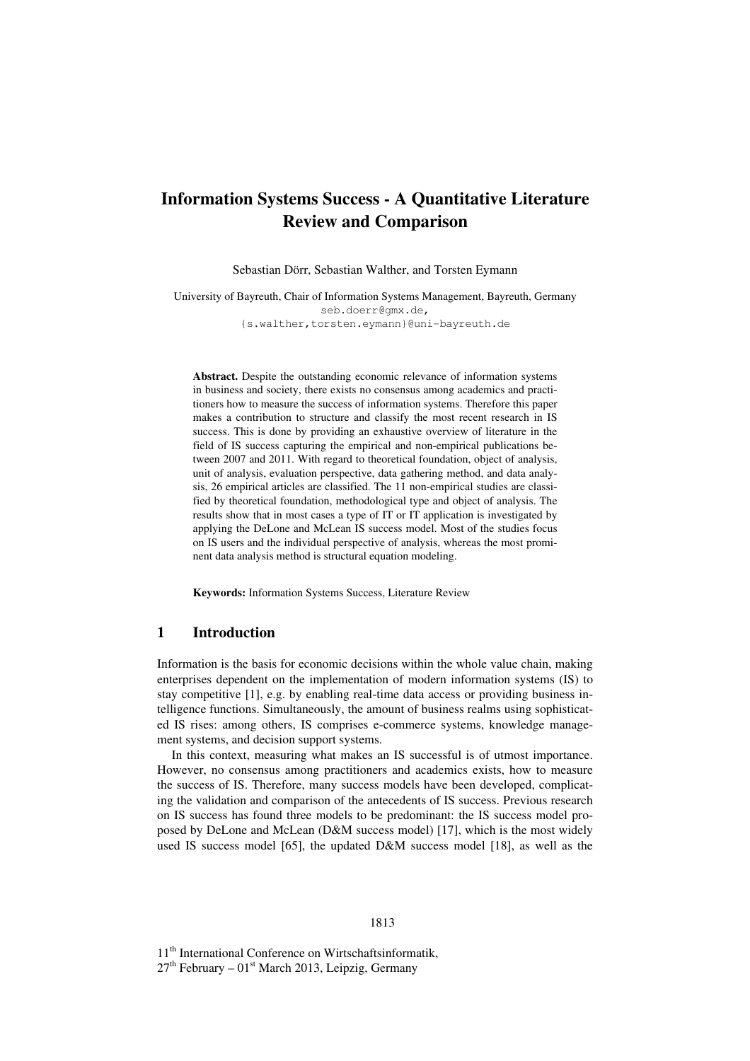# Information Systems Success - A Quantitative Literature Review and Comparison

Sebastian Dörr, Sebastian Walther, and Torsten Eymann

University of Bayreuth, Chair of Information Systems Management, Bayreuth, Germany
seb.doerr@gmx.de,
{s.walther,torsten.eymann}@uni-bayreuth.de

**Abstract.** Despite the outstanding economic relevance of information systems in business and society, there exists no consensus among academics and practitioners how to measure the success of information systems. Therefore this paper makes a contribution to structure and classify the most recent research in IS success. This is done by providing an exhaustive overview of literature in the field of IS success capturing the empirical and non-empirical publications between 2007 and 2011. With regard to theoretical foundation, object of analysis, unit of analysis, evaluation perspective, data gathering method, and data analysis, 26 empirical articles are classified. The 11 non-empirical studies are classified by theoretical foundation, methodological type and object of analysis. The results show that in most cases a type of IT or IT application is investigated by applying the DeLone and McLean IS success model. Most of the studies focus on IS users and the individual perspective of analysis, whereas the most prominent data analysis method is structural equation modeling.

**Keywords:** Information Systems Success, Literature Review

## 1 Introduction

Information is the basis for economic decisions within the whole value chain, making enterprises dependent on the implementation of modern information systems (IS) to stay competitive [1], e.g. by enabling real-time data access or providing business intelligence functions. Simultaneously, the amount of business realms using sophisticated IS rises: among others, IS comprises e-commerce systems, knowledge management systems, and decision support systems.

In this context, measuring what makes an IS successful is of utmost importance. However, no consensus among practitioners and academics exists, how to measure the success of IS. Therefore, many success models have been developed, complicating the validation and comparison of the antecedents of IS success. Previous research on IS success has found three models to be predominant: the IS success model proposed by DeLone and McLean (D&M success model) [17], which is the most widely used IS success model [65], the updated D&M success model [18], as well as the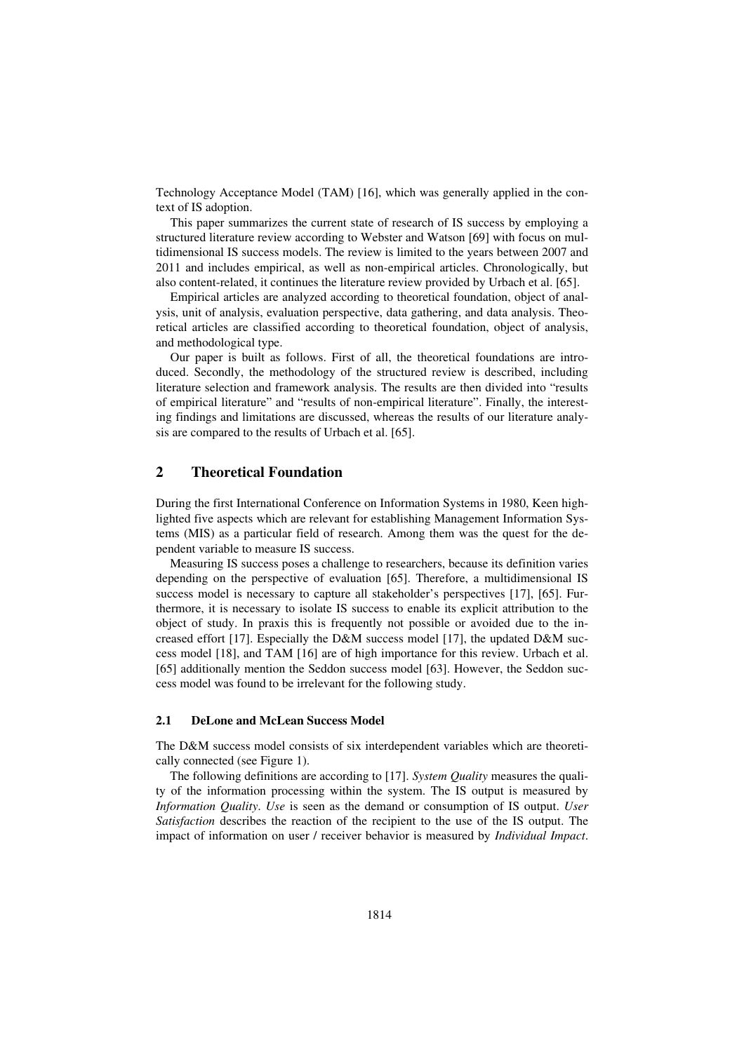Technology Acceptance Model (TAM) [16], which was generally applied in the context of IS adoption.

This paper summarizes the current state of research of IS success by employing a structured literature review according to Webster and Watson [69] with focus on multidimensional IS success models. The review is limited to the years between 2007 and 2011 and includes empirical, as well as non-empirical articles. Chronologically, but also content-related, it continues the literature review provided by Urbach et al. [65].

Empirical articles are analyzed according to theoretical foundation, object of analysis, unit of analysis, evaluation perspective, data gathering, and data analysis. Theoretical articles are classified according to theoretical foundation, object of analysis, and methodological type.

Our paper is built as follows. First of all, the theoretical foundations are introduced. Secondly, the methodology of the structured review is described, including literature selection and framework analysis. The results are then divided into "results of empirical literature" and "results of non-empirical literature". Finally, the interesting findings and limitations are discussed, whereas the results of our literature analysis are compared to the results of Urbach et al. [65].

## 2 Theoretical Foundation

During the first International Conference on Information Systems in 1980, Keen highlighted five aspects which are relevant for establishing Management Information Systems (MIS) as a particular field of research. Among them was the quest for the dependent variable to measure IS success.

Measuring IS success poses a challenge to researchers, because its definition varies depending on the perspective of evaluation [65]. Therefore, a multidimensional IS success model is necessary to capture all stakeholder's perspectives [17], [65]. Furthermore, it is necessary to isolate IS success to enable its explicit attribution to the object of study. In praxis this is frequently not possible or avoided due to the increased effort [17]. Especially the D&M success model [17], the updated D&M success model [18], and TAM [16] are of high importance for this review. Urbach et al. [65] additionally mention the Seddon success model [63]. However, the Seddon success model was found to be irrelevant for the following study.

### 2.1 DeLone and McLean Success Model

The D&M success model consists of six interdependent variables which are theoretically connected (see Figure 1).

The following definitions are according to [17]. *System Quality* measures the quality of the information processing within the system. The IS output is measured by *Information Quality*. *Use* is seen as the demand or consumption of IS output. *User Satisfaction* describes the reaction of the recipient to the use of the IS output. The impact of information on user / receiver behavior is measured by *Individual Impact*.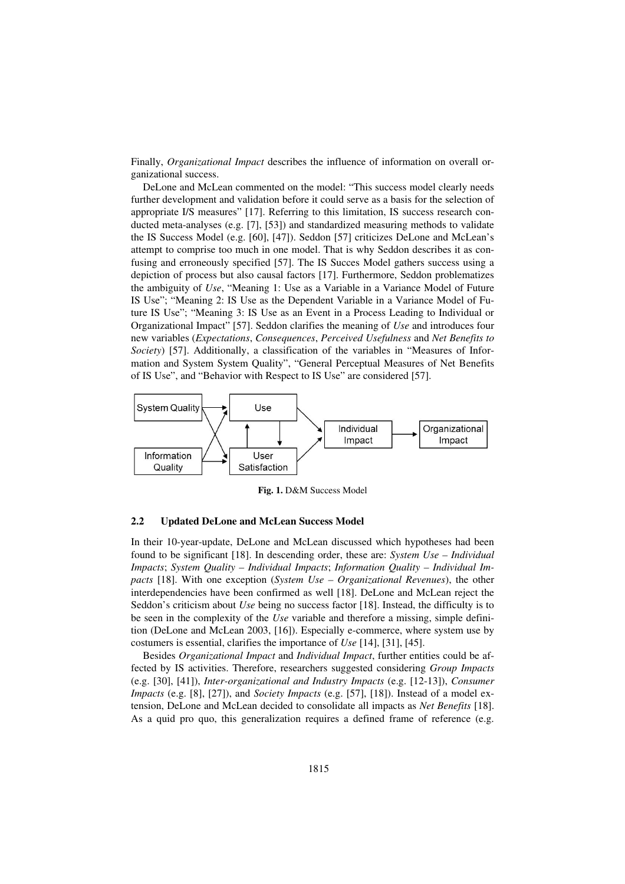Finally, *Organizational Impact* describes the influence of information on overall organizational success.

DeLone and McLean commented on the model: "This success model clearly needs further development and validation before it could serve as a basis for the selection of appropriate I/S measures" [17]. Referring to this limitation, IS success research conducted meta-analyses (e.g. [7], [53]) and standardized measuring methods to validate the IS Success Model (e.g. [60], [47]). Seddon [57] criticizes DeLone and McLean's attempt to comprise too much in one model. That is why Seddon describes it as confusing and erroneously specified [57]. The IS Succes Model gathers success using a depiction of process but also causal factors [17]. Furthermore, Seddon problematizes the ambiguity of *Use*, "Meaning 1: Use as a Variable in a Variance Model of Future IS Use"; "Meaning 2: IS Use as the Dependent Variable in a Variance Model of Future IS Use"; "Meaning 3: IS Use as an Event in a Process Leading to Individual or Organizational Impact" [57]. Seddon clarifies the meaning of *Use* and introduces four new variables (*Expectations*, *Consequences*, *Perceived Usefulness* and *Net Benefits to Society*) [57]. Additionally, a classification of the variables in "Measures of Information and System System Quality", "General Perceptual Measures of Net Benefits of IS Use", and "Behavior with Respect to IS Use" are considered [57].

**Fig. 1.** D&M Success Model

### 2.2 Updated DeLone and McLean Success Model

In their 10-year-update, DeLone and McLean discussed which hypotheses had been found to be significant [18]. In descending order, these are: *System Use – Individual Impacts*; *System Quality – Individual Impacts*; *Information Quality – Individual Impacts* [18]. With one exception (*System Use – Organizational Revenues*), the other interdependencies have been confirmed as well [18]. DeLone and McLean reject the Seddon's criticism about *Use* being no success factor [18]. Instead, the difficulty is to be seen in the complexity of the *Use* variable and therefore a missing, simple definition (DeLone and McLean 2003, [16]). Especially e-commerce, where system use by costumers is essential, clarifies the importance of *Use* [14], [31], [45].

Besides *Organizational Impact* and *Individual Impact*, further entities could be affected by IS activities. Therefore, researchers suggested considering *Group Impacts* (e.g. [30], [41]), *Inter-organizational and Industry Impacts* (e.g. [12-13]), *Consumer Impacts* (e.g. [8], [27]), and *Society Impacts* (e.g. [57], [18]). Instead of a model extension, DeLone and McLean decided to consolidate all impacts as *Net Benefits* [18]. As a quid pro quo, this generalization requires a defined frame of reference (e.g.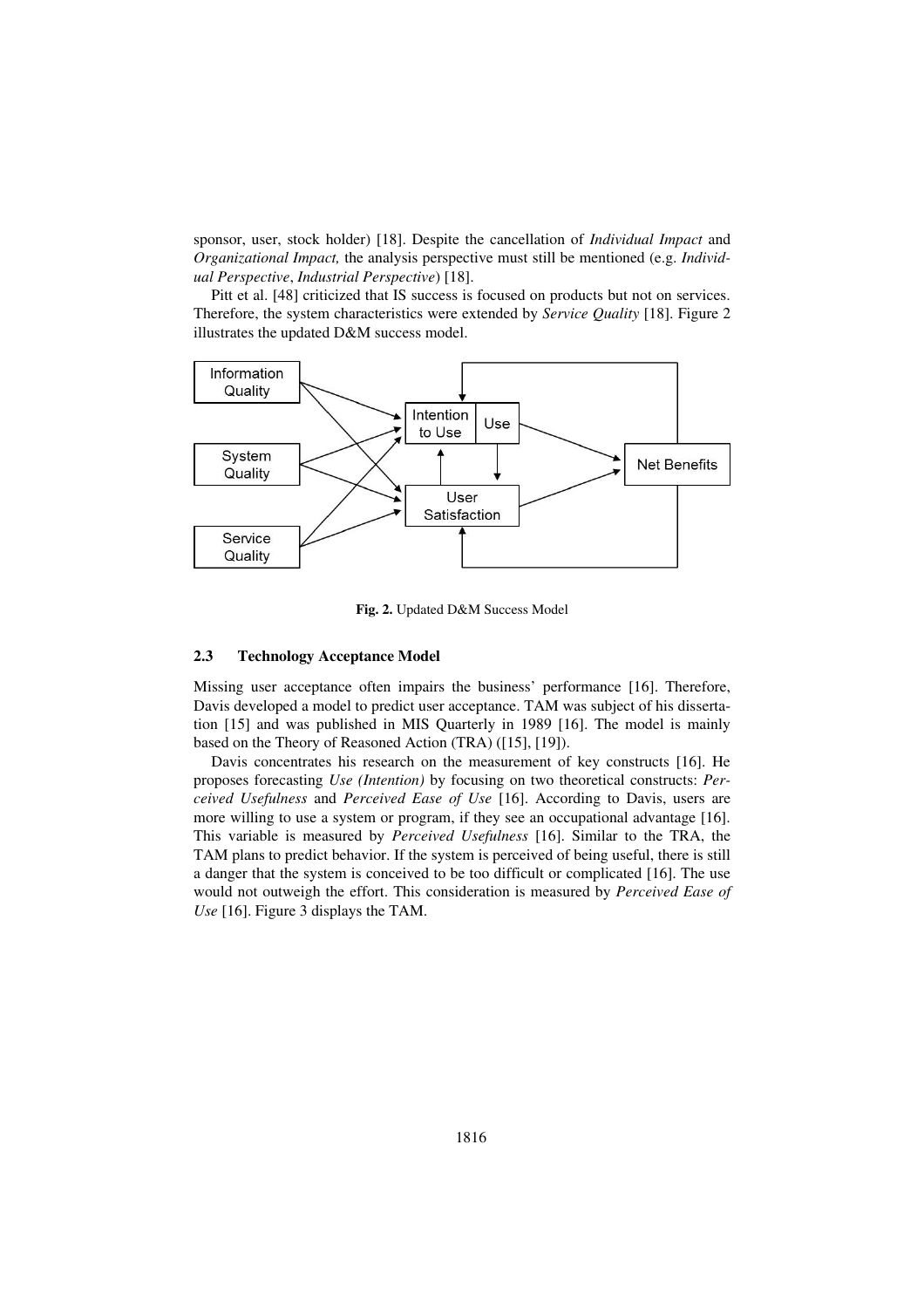sponsor, user, stock holder) [18]. Despite the cancellation of *Individual Impact* and *Organizational Impact,* the analysis perspective must still be mentioned (e.g. *Individual Perspective*, *Industrial Perspective*) [18].

Pitt et al. [48] criticized that IS success is focused on products but not on services. Therefore, the system characteristics were extended by *Service Quality* [18]. Figure 2 illustrates the updated D&M success model.

**Fig. 2.** Updated D&M Success Model

### 2.3 Technology Acceptance Model

Missing user acceptance often impairs the business' performance [16]. Therefore, Davis developed a model to predict user acceptance. TAM was subject of his dissertation [15] and was published in MIS Quarterly in 1989 [16]. The model is mainly based on the Theory of Reasoned Action (TRA) ([15], [19]).

Davis concentrates his research on the measurement of key constructs [16]. He proposes forecasting *Use (Intention)* by focusing on two theoretical constructs: *Perceived Usefulness* and *Perceived Ease of Use* [16]. According to Davis, users are more willing to use a system or program, if they see an occupational advantage [16]. This variable is measured by *Perceived Usefulness* [16]. Similar to the TRA, the TAM plans to predict behavior. If the system is perceived of being useful, there is still a danger that the system is conceived to be too difficult or complicated [16]. The use would not outweigh the effort. This consideration is measured by *Perceived Ease of Use* [16]. Figure 3 displays the TAM.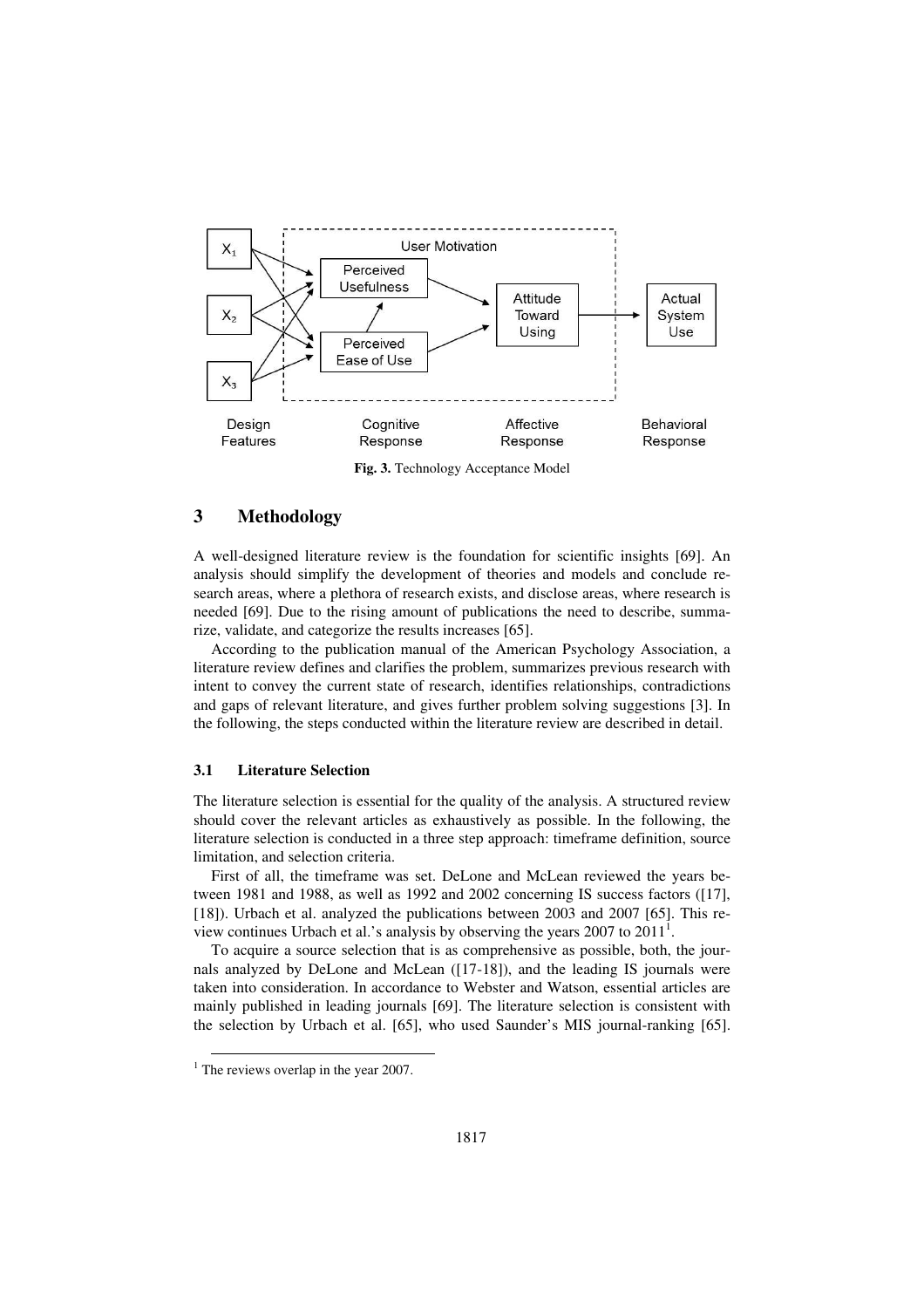Fig. 3. Technology Acceptance Model

## 3 Methodology

A well-designed literature review is the foundation for scientific insights [69]. An analysis should simplify the development of theories and models and conclude research areas, where a plethora of research exists, and disclose areas, where research is needed [69]. Due to the rising amount of publications the need to describe, summarize, validate, and categorize the results increases [65].

According to the publication manual of the American Psychology Association, a literature review defines and clarifies the problem, summarizes previous research with intent to convey the current state of research, identifies relationships, contradictions and gaps of relevant literature, and gives further problem solving suggestions [3]. In the following, the steps conducted within the literature review are described in detail.

### 3.1 Literature Selection

The literature selection is essential for the quality of the analysis. A structured review should cover the relevant articles as exhaustively as possible. In the following, the literature selection is conducted in a three step approach: timeframe definition, source limitation, and selection criteria.

First of all, the timeframe was set. DeLone and McLean reviewed the years between 1981 and 1988, as well as 1992 and 2002 concerning IS success factors ([17], [18]). Urbach et al. analyzed the publications between 2003 and 2007 [65]. This review continues Urbach et al.'s analysis by observing the years 2007 to 2011[1].

To acquire a source selection that is as comprehensive as possible, both, the journals analyzed by DeLone and McLean ([17-18]), and the leading IS journals were taken into consideration. In accordance to Webster and Watson, essential articles are mainly published in leading journals [69]. The literature selection is consistent with the selection by Urbach et al. [65], who used Saunder's MIS journal-ranking [65].

[1] The reviews overlap in the year 2007.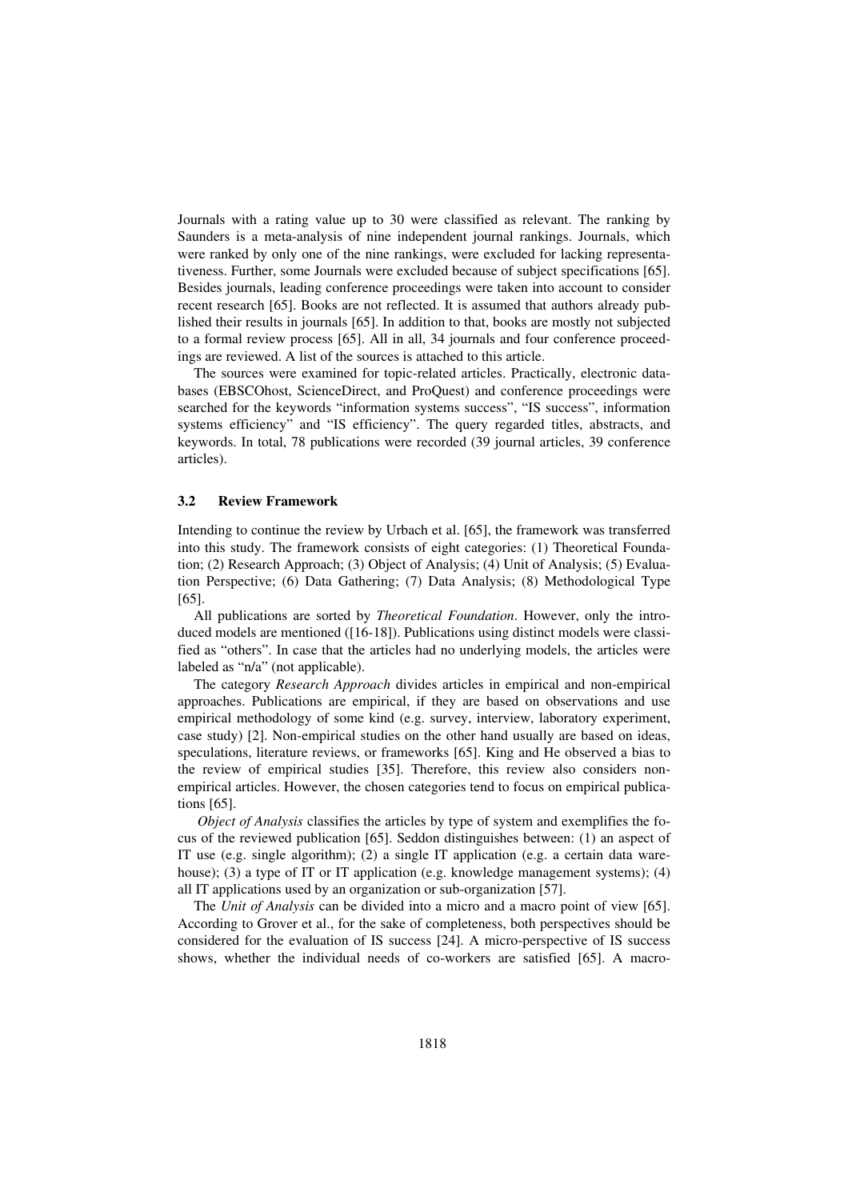Journals with a rating value up to 30 were classified as relevant. The ranking by Saunders is a meta-analysis of nine independent journal rankings. Journals, which were ranked by only one of the nine rankings, were excluded for lacking representativeness. Further, some Journals were excluded because of subject specifications [65]. Besides journals, leading conference proceedings were taken into account to consider recent research [65]. Books are not reflected. It is assumed that authors already published their results in journals [65]. In addition to that, books are mostly not subjected to a formal review process [65]. All in all, 34 journals and four conference proceedings are reviewed. A list of the sources is attached to this article.

The sources were examined for topic-related articles. Practically, electronic databases (EBSCOhost, ScienceDirect, and ProQuest) and conference proceedings were searched for the keywords "information systems success", "IS success", information systems efficiency" and "IS efficiency". The query regarded titles, abstracts, and keywords. In total, 78 publications were recorded (39 journal articles, 39 conference articles).

### 3.2 Review Framework

Intending to continue the review by Urbach et al. [65], the framework was transferred into this study. The framework consists of eight categories: (1) Theoretical Foundation; (2) Research Approach; (3) Object of Analysis; (4) Unit of Analysis; (5) Evaluation Perspective; (6) Data Gathering; (7) Data Analysis; (8) Methodological Type [65].

All publications are sorted by *Theoretical Foundation*. However, only the introduced models are mentioned ([16-18]). Publications using distinct models were classified as "others". In case that the articles had no underlying models, the articles were labeled as "n/a" (not applicable).

The category *Research Approach* divides articles in empirical and non-empirical approaches. Publications are empirical, if they are based on observations and use empirical methodology of some kind (e.g. survey, interview, laboratory experiment, case study) [2]. Non-empirical studies on the other hand usually are based on ideas, speculations, literature reviews, or frameworks [65]. King and He observed a bias to the review of empirical studies [35]. Therefore, this review also considers non-empirical articles. However, the chosen categories tend to focus on empirical publications [65].

*Object of Analysis* classifies the articles by type of system and exemplifies the focus of the reviewed publication [65]. Seddon distinguishes between: (1) an aspect of IT use (e.g. single algorithm); (2) a single IT application (e.g. a certain data warehouse); (3) a type of IT or IT application (e.g. knowledge management systems); (4) all IT applications used by an organization or sub-organization [57].

The *Unit of Analysis* can be divided into a micro and a macro point of view [65]. According to Grover et al., for the sake of completeness, both perspectives should be considered for the evaluation of IS success [24]. A micro-perspective of IS success shows, whether the individual needs of co-workers are satisfied [65]. A macro-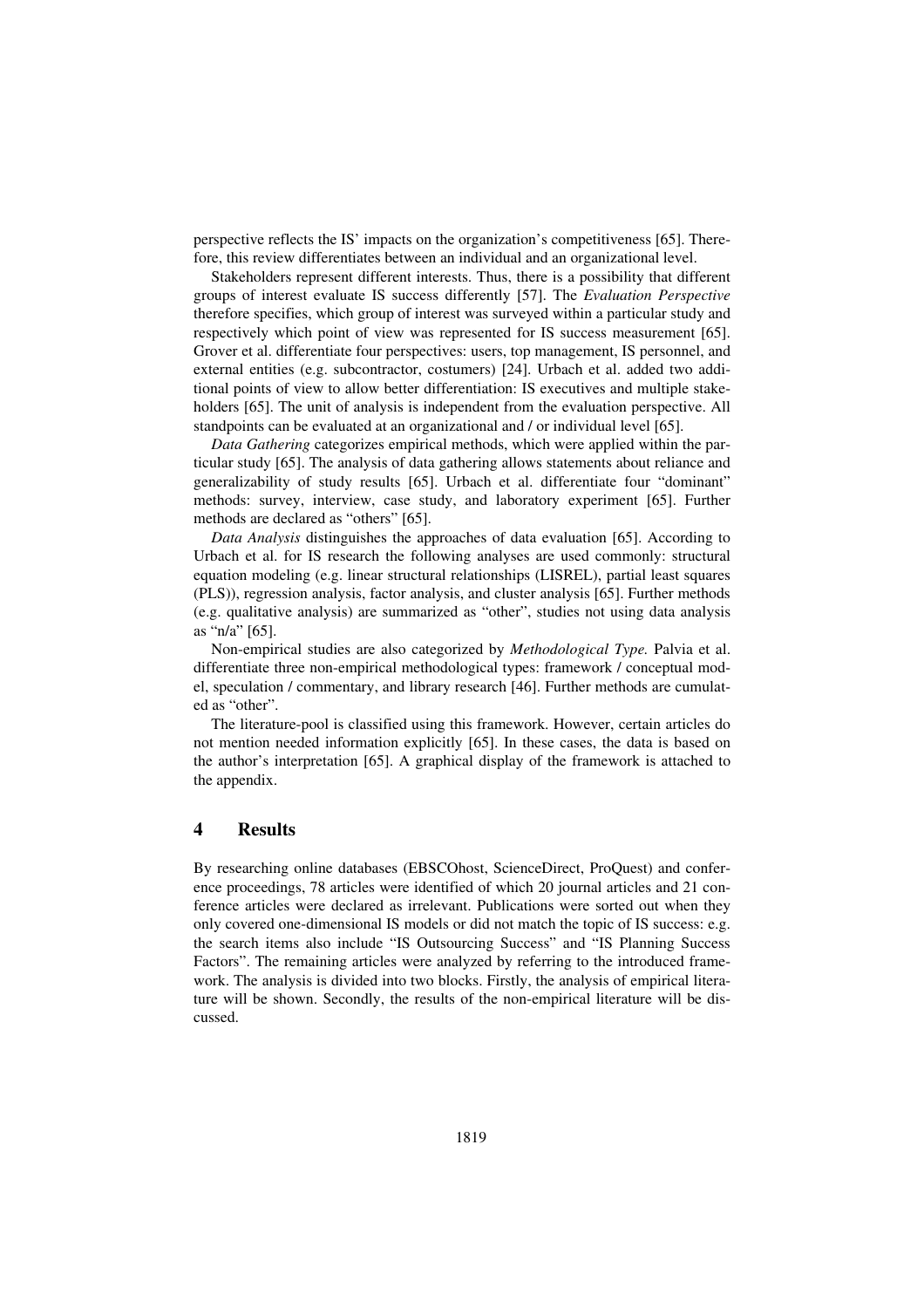perspective reflects the IS' impacts on the organization's competitiveness [65]. Therefore, this review differentiates between an individual and an organizational level.

Stakeholders represent different interests. Thus, there is a possibility that different groups of interest evaluate IS success differently [57]. The *Evaluation Perspective* therefore specifies, which group of interest was surveyed within a particular study and respectively which point of view was represented for IS success measurement [65]. Grover et al. differentiate four perspectives: users, top management, IS personnel, and external entities (e.g. subcontractor, costumers) [24]. Urbach et al. added two additional points of view to allow better differentiation: IS executives and multiple stakeholders [65]. The unit of analysis is independent from the evaluation perspective. All standpoints can be evaluated at an organizational and / or individual level [65].

*Data Gathering* categorizes empirical methods, which were applied within the particular study [65]. The analysis of data gathering allows statements about reliance and generalizability of study results [65]. Urbach et al. differentiate four "dominant" methods: survey, interview, case study, and laboratory experiment [65]. Further methods are declared as "others" [65].

*Data Analysis* distinguishes the approaches of data evaluation [65]. According to Urbach et al. for IS research the following analyses are used commonly: structural equation modeling (e.g. linear structural relationships (LISREL), partial least squares (PLS)), regression analysis, factor analysis, and cluster analysis [65]. Further methods (e.g. qualitative analysis) are summarized as "other", studies not using data analysis as "n/a" [65].

Non-empirical studies are also categorized by *Methodological Type.* Palvia et al. differentiate three non-empirical methodological types: framework / conceptual model, speculation / commentary, and library research [46]. Further methods are cumulated as "other".

The literature-pool is classified using this framework. However, certain articles do not mention needed information explicitly [65]. In these cases, the data is based on the author's interpretation [65]. A graphical display of the framework is attached to the appendix.

# 4 Results

By researching online databases (EBSCOhost, ScienceDirect, ProQuest) and conference proceedings, 78 articles were identified of which 20 journal articles and 21 conference articles were declared as irrelevant. Publications were sorted out when they only covered one-dimensional IS models or did not match the topic of IS success: e.g. the search items also include "IS Outsourcing Success" and "IS Planning Success Factors". The remaining articles were analyzed by referring to the introduced framework. The analysis is divided into two blocks. Firstly, the analysis of empirical literature will be shown. Secondly, the results of the non-empirical literature will be discussed.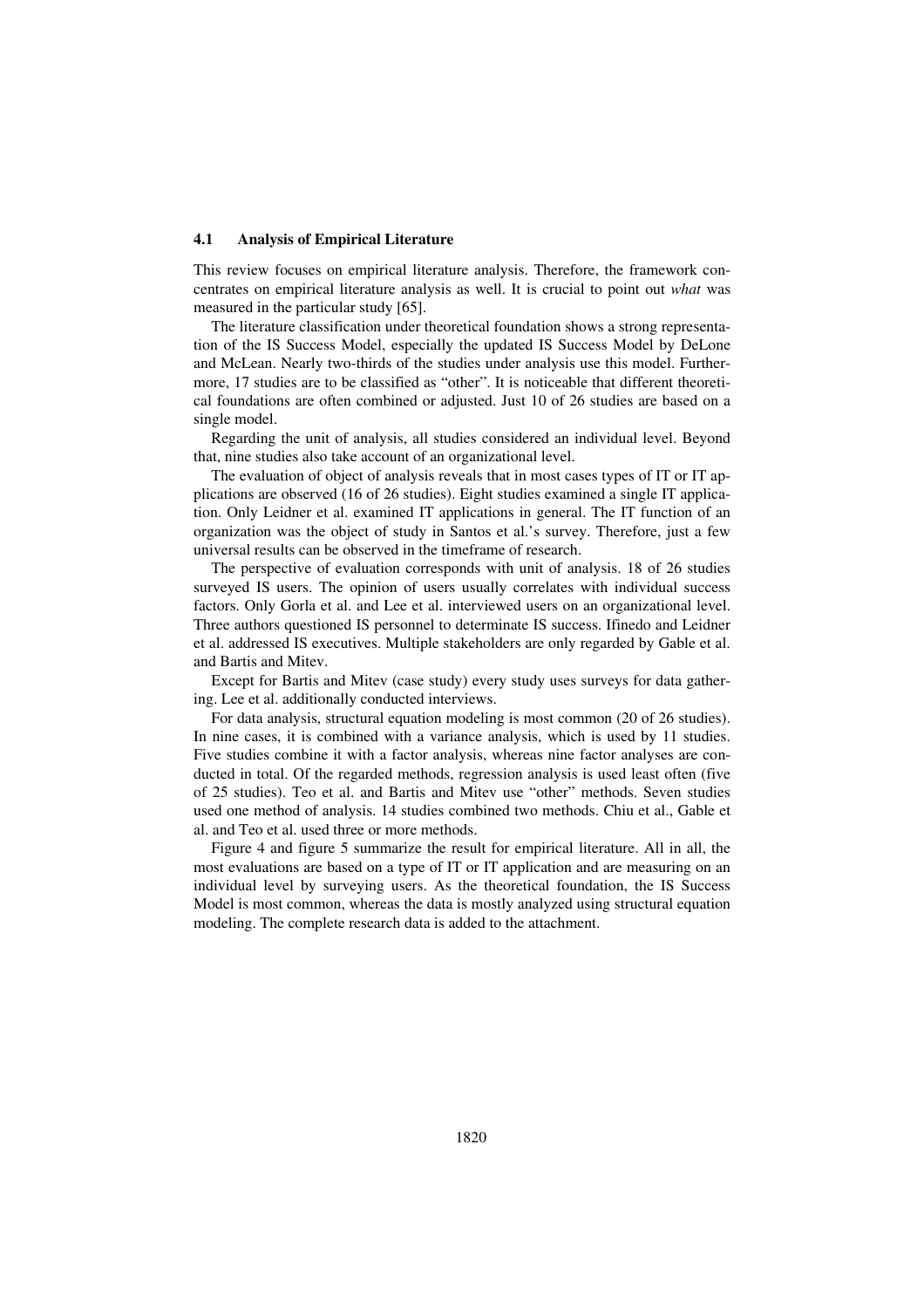### 4.1 Analysis of Empirical Literature

This review focuses on empirical literature analysis. Therefore, the framework concentrates on empirical literature analysis as well. It is crucial to point out *what* was measured in the particular study [65].

The literature classification under theoretical foundation shows a strong representation of the IS Success Model, especially the updated IS Success Model by DeLone and McLean. Nearly two-thirds of the studies under analysis use this model. Furthermore, 17 studies are to be classified as "other". It is noticeable that different theoretical foundations are often combined or adjusted. Just 10 of 26 studies are based on a single model.

Regarding the unit of analysis, all studies considered an individual level. Beyond that, nine studies also take account of an organizational level.

The evaluation of object of analysis reveals that in most cases types of IT or IT applications are observed (16 of 26 studies). Eight studies examined a single IT application. Only Leidner et al. examined IT applications in general. The IT function of an organization was the object of study in Santos et al.'s survey. Therefore, just a few universal results can be observed in the timeframe of research.

The perspective of evaluation corresponds with unit of analysis. 18 of 26 studies surveyed IS users. The opinion of users usually correlates with individual success factors. Only Gorla et al. and Lee et al. interviewed users on an organizational level. Three authors questioned IS personnel to determinate IS success. Ifinedo and Leidner et al. addressed IS executives. Multiple stakeholders are only regarded by Gable et al. and Bartis and Mitev.

Except for Bartis and Mitev (case study) every study uses surveys for data gathering. Lee et al. additionally conducted interviews.

For data analysis, structural equation modeling is most common (20 of 26 studies). In nine cases, it is combined with a variance analysis, which is used by 11 studies. Five studies combine it with a factor analysis, whereas nine factor analyses are conducted in total. Of the regarded methods, regression analysis is used least often (five of 25 studies). Teo et al. and Bartis and Mitev use "other" methods. Seven studies used one method of analysis. 14 studies combined two methods. Chiu et al., Gable et al. and Teo et al. used three or more methods.

Figure 4 and figure 5 summarize the result for empirical literature. All in all, the most evaluations are based on a type of IT or IT application and are measuring on an individual level by surveying users. As the theoretical foundation, the IS Success Model is most common, whereas the data is mostly analyzed using structural equation modeling. The complete research data is added to the attachment.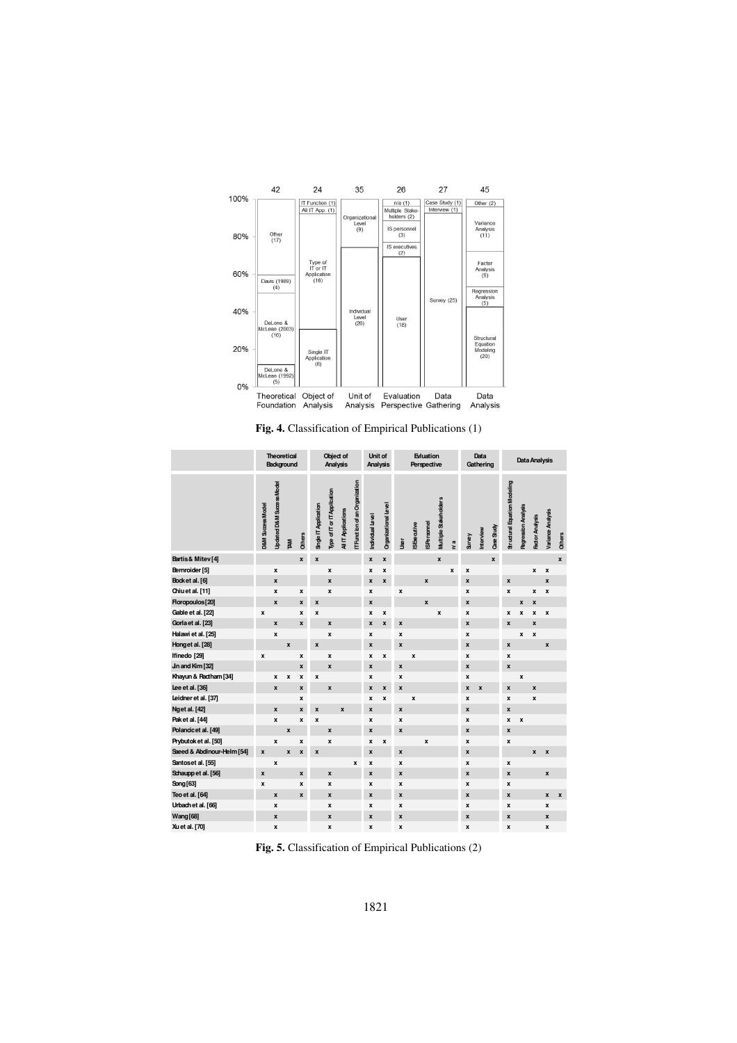| | Theoretical Foundation | Object of Analysis | Unit of Analysis | Evaluation Perspective | Data Gathering | Data Analysis |
|---|---|---|---|---|---|---|
| Total | 42 | 24 | 35 | 26 | 27 | 45 |
| | DeLone & McLean (1992) (5) | Single IT Application (8) | Individual Level (26) | User (18) | Survey (25) | Structural Equation Modeling (20) |
| | DeLone & McLean (2003) (16) | Type of IT or IT Application (16) | Organizational Level (9) | IS executives (2) | Interview (1) | Regression Analysis (5) |
| | Davis (1989) (4) | All IT App. (1) | | IS personnel (3) | Case Study (1) | Factor Analysis (9) |
| | Other (17) | IT Function (1) | | Multiple Stakeholders (2) | | Variance Analysis (11) |
| | | | | n/e (1) | | Other (2) |

**Fig. 4.** Classification of Empirical Publications (1)

| | Theoretical Background | | | | Object of Analysis | | | | Unit of Analysis | | Evaluation Perspective | | | | | Data Gathering | | | Data Analysis | | | | |
|---|---|---|---|---|---|---|---|---|---|---|---|---|---|---|---|---|---|---|---|---|---|---|---|
| | D&M Success Model | Updated D&M Success Model | TAM | Others | Single IT Application | Type of IT or IT Application | All IT Applications | IT Function of an Organization | Individual Level | Organizational Level | User | IS Executive | IS Personnel | Multiple Stakeholders | n/a | Survey | Interview | Case Study | Structural Equation Modeling | Regression Analysis | Factor Analysis | Variance Analysis | Others |
| Bartis & Mitev [4] | | | | x | x | | | | x | x | | | | x | | | | x | | | | | x |
| Bernroider [5] | | x | | | | x | | | x | x | | | | | x | x | | | | | x | x | |
| Bock et al. [6] | | x | | | | x | | | x | x | | | x | | | x | | | x | | | x | |
| Chiu et al. [11] | | x | | x | | x | | | x | | x | | | | | x | | | x | | x | x | |
| Floropoulos [20] | | x | | x | x | | | | x | | | | x | | | x | | | | x | x | | |
| Gable et al. [22] | x | | | x | x | | | | x | x | | | | x | | x | | | x | x | x | x | |
| Gorla et al. [23] | | x | | x | | x | | | x | x | x | | | | | x | | | x | | x | | |
| Halawi et al. [25] | | x | | | | x | | | x | | x | | | | | x | | | | x | x | | |
| Hong et al. [28] | | | x | | x | | | | x | | x | | | | | x | | | x | | | x | |
| Ifinedo [29] | x | | | x | | x | | | x | x | | x | | | | x | | | x | | | | |
| Jin and Kim [32] | | | | x | | x | | | x | | x | | | | | x | | | x | | | | |
| Khayun & Ractham [34] | | x | x | x | x | | | | x | | x | | | | | x | | | | x | | | |
| Lee et al. [36] | | x | | x | | x | | | x | x | x | | | | | x | x | | x | | x | | |
| Leidner et al. [37] | | | | x | | | | | x | x | | x | | | | x | | | x | | x | | |
| Ng et al. [42] | | x | | x | x | | x | | x | | x | | | | | x | | | x | | | | |
| Pak et al. [44] | | x | | x | x | | | | x | | x | | | | | x | | | x | x | | | |
| Polancic et al. [49] | | | x | | | x | | | x | | x | | | | | x | | | x | | | | |
| Prybutok et al. [50] | | x | | x | | x | | | x | x | | | x | | | x | | | x | | | | |
| Saeed & Abdinour-Helm [54] | x | | x | x | x | | | | x | | x | | | | | x | | | | | x | x | |
| Santos et al. [55] | | x | | | | | | x | x | | x | | | | | x | | | x | | | | |
| Schaupp et al. [56] | x | | | x | | x | | | x | | x | | | | | x | | | x | | | x | |
| Song [63] | x | | | x | | x | | | x | | x | | | | | x | | | x | | | | |
| Teo et al. [64] | | x | | x | | x | | | x | | x | | | | | x | | | x | | | x | x |
| Urbach et al. [66] | | x | | | | x | | | x | | x | | | | | x | | | x | | | x | |
| Wang [68] | | x | | | | x | | | x | | x | | | | | x | | | x | | | x | |
| Xu et al. [70] | | x | | | | x | | | x | | x | | | | | x | | | x | | | x | |

**Fig. 5.** Classification of Empirical Publications (2)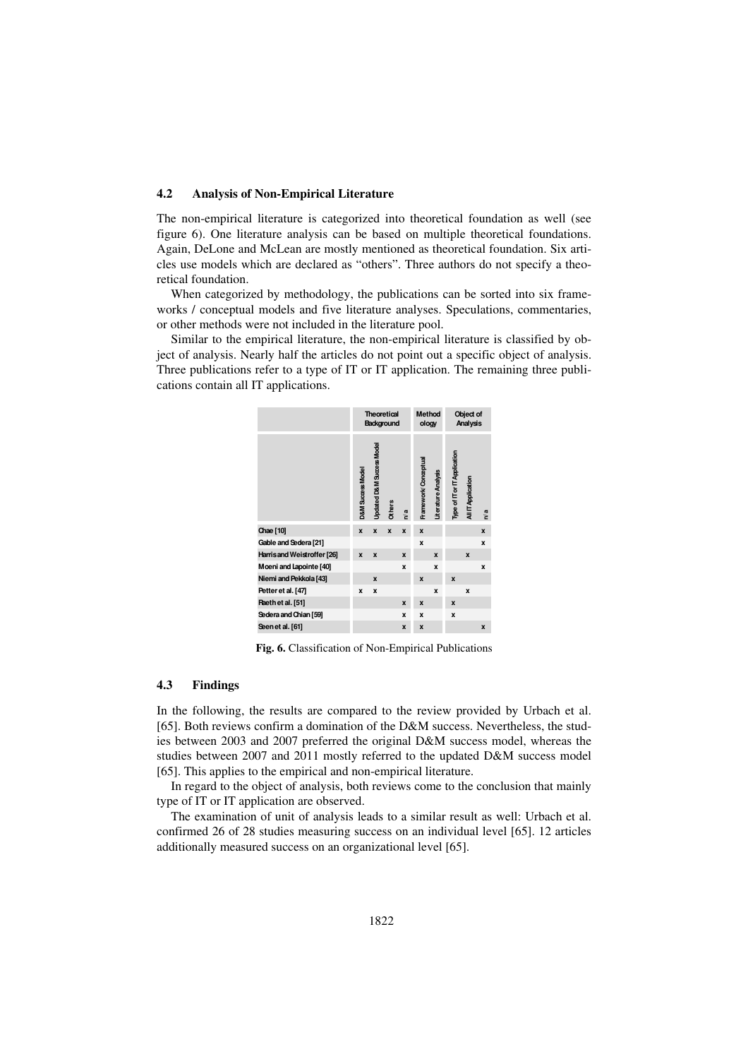### 4.2 Analysis of Non-Empirical Literature

The non-empirical literature is categorized into theoretical foundation as well (see figure 6). One literature analysis can be based on multiple theoretical foundations. Again, DeLone and McLean are mostly mentioned as theoretical foundation. Six articles use models which are declared as "others". Three authors do not specify a theoretical foundation.

When categorized by methodology, the publications can be sorted into six frameworks / conceptual models and five literature analyses. Speculations, commentaries, or other methods were not included in the literature pool.

Similar to the empirical literature, the non-empirical literature is classified by object of analysis. Nearly half the articles do not point out a specific object of analysis. Three publications refer to a type of IT or IT application. The remaining three publications contain all IT applications.

| | Theoretical Background | | | | Methodology | | Object of Analysis | | |
|---|---|---|---|---|---|---|---|---|---|
| | D&M Success Model | Updated D&M Success Model | Others | n/a | Framework/ Conceptual | Literature Analysis | Type of IT or IT Application | All IT Application | n/a |
| Chae [10] | x | x | x | x | x | | | | x |
| Gable and Sedera [21] | | | | | x | | | | x |
| Harris and Weistroffer [26] | x | x | | x | | x | | x | |
| Moeni and Lapointe [40] | | | | x | | x | | | x |
| Niemi and Pekkola [43] | | x | | | x | | x | | |
| Petter et al. [47] | x | x | | | | x | | x | |
| Raeth et al. [51] | | | | x | x | | x | | |
| Sedera and Chian [59] | | | | x | x | | x | | |
| Seen et al. [61] | | | | x | x | | | | x |

**Fig. 6.** Classification of Non-Empirical Publications

### 4.3 Findings

In the following, the results are compared to the review provided by Urbach et al. [65]. Both reviews confirm a domination of the D&M success. Nevertheless, the studies between 2003 and 2007 preferred the original D&M success model, whereas the studies between 2007 and 2011 mostly referred to the updated D&M success model [65]. This applies to the empirical and non-empirical literature.

In regard to the object of analysis, both reviews come to the conclusion that mainly type of IT or IT application are observed.

The examination of unit of analysis leads to a similar result as well: Urbach et al. confirmed 26 of 28 studies measuring success on an individual level [65]. 12 articles additionally measured success on an organizational level [65].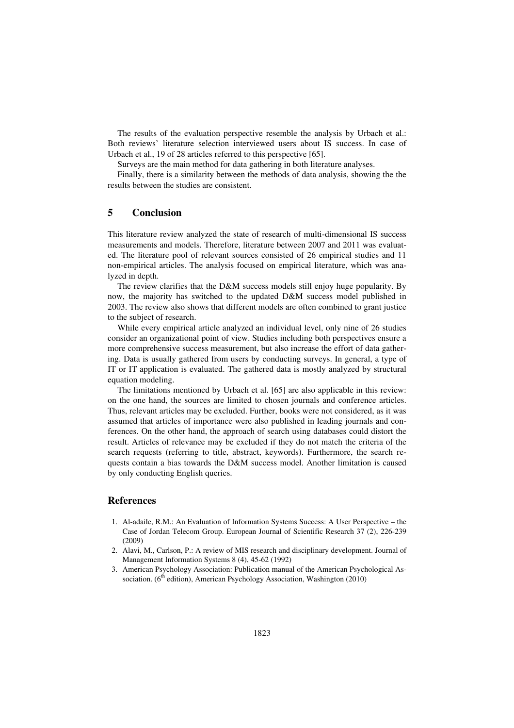The results of the evaluation perspective resemble the analysis by Urbach et al.: Both reviews' literature selection interviewed users about IS success. In case of Urbach et al., 19 of 28 articles referred to this perspective [65].

Surveys are the main method for data gathering in both literature analyses.

Finally, there is a similarity between the methods of data analysis, showing the the results between the studies are consistent.

## 5 Conclusion

This literature review analyzed the state of research of multi-dimensional IS success measurements and models. Therefore, literature between 2007 and 2011 was evaluated. The literature pool of relevant sources consisted of 26 empirical studies and 11 non-empirical articles. The analysis focused on empirical literature, which was analyzed in depth.

The review clarifies that the D&M success models still enjoy huge popularity. By now, the majority has switched to the updated D&M success model published in 2003. The review also shows that different models are often combined to grant justice to the subject of research.

While every empirical article analyzed an individual level, only nine of 26 studies consider an organizational point of view. Studies including both perspectives ensure a more comprehensive success measurement, but also increase the effort of data gathering. Data is usually gathered from users by conducting surveys. In general, a type of IT or IT application is evaluated. The gathered data is mostly analyzed by structural equation modeling.

The limitations mentioned by Urbach et al. [65] are also applicable in this review: on the one hand, the sources are limited to chosen journals and conference articles. Thus, relevant articles may be excluded. Further, books were not considered, as it was assumed that articles of importance were also published in leading journals and conferences. On the other hand, the approach of search using databases could distort the result. Articles of relevance may be excluded if they do not match the criteria of the search requests (referring to title, abstract, keywords). Furthermore, the search requests contain a bias towards the D&M success model. Another limitation is caused by only conducting English queries.

## References

1. Al-adaile, R.M.: An Evaluation of Information Systems Success: A User Perspective – the Case of Jordan Telecom Group. European Journal of Scientific Research 37 (2), 226-239 (2009)
2. Alavi, M., Carlson, P.: A review of MIS research and disciplinary development. Journal of Management Information Systems 8 (4), 45-62 (1992)
3. American Psychology Association: Publication manual of the American Psychological Association. (6th edition), American Psychology Association, Washington (2010)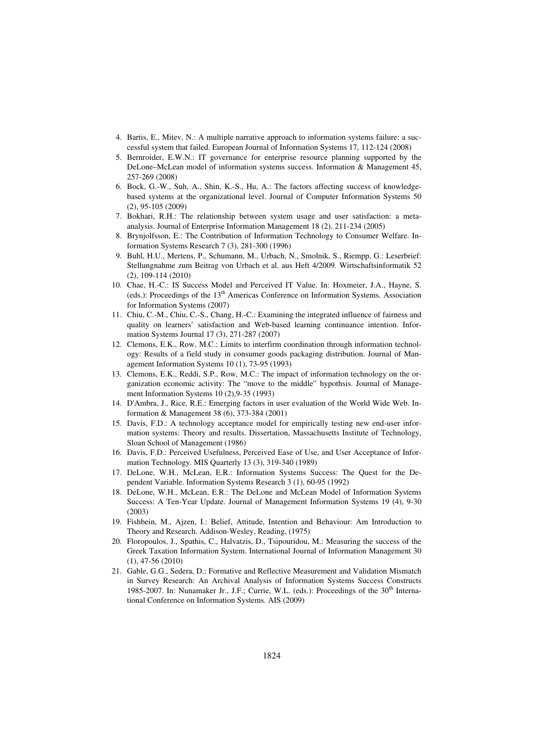4. Bartis, E., Mitev, N.: A multiple narrative approach to information systems failure: a successful system that failed. European Journal of Information Systems 17, 112-124 (2008)
5. Bernroider, E.W.N.: IT governance for enterprise resource planning supported by the DeLone–McLean model of information systems success. Information & Management 45, 257-269 (2008)
6. Bock, G.-W., Suh, A., Shin, K.-S., Hu, A.: The factors affecting success of knowledge-based systems at the organizational level. Journal of Computer Information Systems 50 (2), 95-105 (2009)
7. Bokhari, R.H.: The relationship between system usage and user satisfaction: a meta-analysis. Journal of Enterprise Information Management 18 (2), 211-234 (2005)
8. Brynjolfsson, E.: The Contribution of Information Technology to Consumer Welfare. Information Systems Research 7 (3), 281-300 (1996)
9. Buhl, H.U., Mertens, P., Schumann, M., Urbach, N., Smolnik, S., Riempp, G.: Leserbrief: Stellungnahme zum Beitrag von Urbach et al. aus Heft 4/2009. Wirtschaftsinformatik 52 (2), 109-114 (2010)
10. Chae, H.-C.: IS Success Model and Perceived IT Value. In: Hoxmeier, J.A., Hayne, S. (eds.): Proceedings of the 13th Americas Conference on Information Systems. Association for Information Systems (2007)
11. Chiu, C.-M., Chiu, C.-S., Chang, H.-C.: Examining the integrated influence of fairness and quality on learners' satisfaction and Web-based learning continuance intention. Information Systems Journal 17 (3), 271-287 (2007)
12. Clemons, E.K., Row, M.C.: Limits to interfirm coordination through information technology: Results of a field study in consumer goods packaging distribution. Journal of Management Information Systems 10 (1), 73-95 (1993)
13. Clemons, E.K., Reddi, S.P., Row, M.C.: The impact of information technology on the organization economic activity: The "move to the middle" hypothsis. Journal of Management Information Systems 10 (2),9-35 (1993)
14. D'Ambra, J., Rice, R.E.: Emerging factors in user evaluation of the World Wide Web. Information & Management 38 (6), 373-384 (2001)
15. Davis, F.D.: A technology acceptance model for empirically testing new end-user information systems: Theory and results. Dissertation, Massachusetts Institute of Technology, Sloan School of Management (1986)
16. Davis, F.D.: Perceived Usefulness, Perceived Ease of Use, and User Acceptance of Information Technology. MIS Quarterly 13 (3), 319-340 (1989)
17. DeLone, W.H., McLean, E.R.: Information Systems Success: The Quest for the Dependent Variable. Information Systems Research 3 (1), 60-95 (1992)
18. DeLone, W.H., McLean, E.R.: The DeLone and McLean Model of Information Systems Success: A Ten-Year Update. Journal of Management Information Systems 19 (4), 9-30 (2003)
19. Fishbein, M., Ajzen, I.: Belief, Attitude, Intention and Behaviour: Am Introduction to Theory and Research. Addison-Wesley, Reading, (1975)
20. Floropoulos, J., Spathis, C., Halvatzis, D., Tsipouridou, M.: Measuring the success of the Greek Taxation Information System. International Journal of Information Management 30 (1), 47-56 (2010)
21. Gable, G.G., Sedera, D.: Formative and Reflective Measurement and Validation Mismatch in Survey Research: An Archival Analysis of Information Systems Success Constructs 1985-2007. In: Nunamaker Jr., J.F.; Currie, W.L. (eds.): Proceedings of the 30th International Conference on Information Systems. AIS (2009)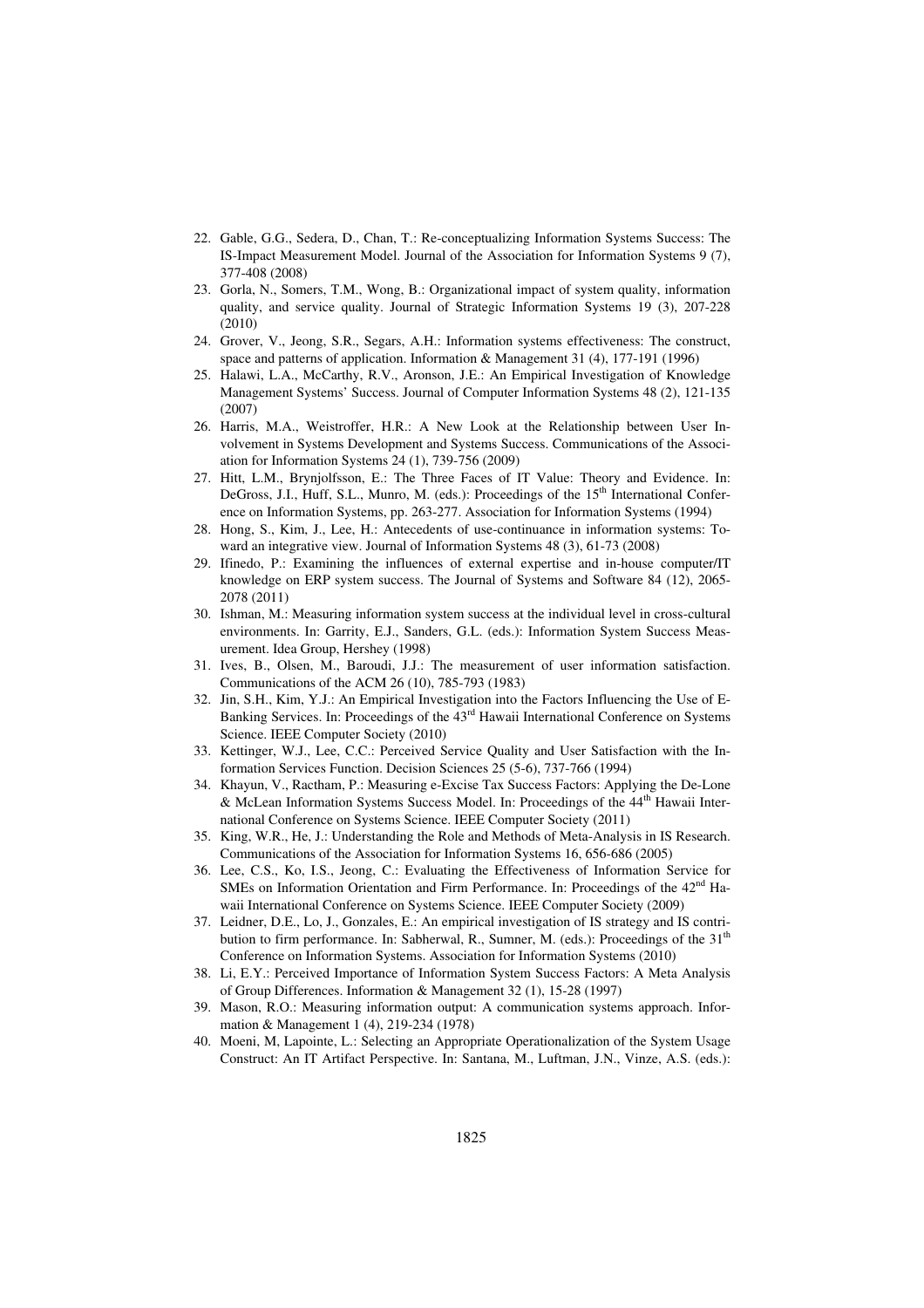22. Gable, G.G., Sedera, D., Chan, T.: Re-conceptualizing Information Systems Success: The IS-Impact Measurement Model. Journal of the Association for Information Systems 9 (7), 377-408 (2008)
23. Gorla, N., Somers, T.M., Wong, B.: Organizational impact of system quality, information quality, and service quality. Journal of Strategic Information Systems 19 (3), 207-228 (2010)
24. Grover, V., Jeong, S.R., Segars, A.H.: Information systems effectiveness: The construct, space and patterns of application. Information & Management 31 (4), 177-191 (1996)
25. Halawi, L.A., McCarthy, R.V., Aronson, J.E.: An Empirical Investigation of Knowledge Management Systems' Success. Journal of Computer Information Systems 48 (2), 121-135 (2007)
26. Harris, M.A., Weistroffer, H.R.: A New Look at the Relationship between User Involvement in Systems Development and Systems Success. Communications of the Association for Information Systems 24 (1), 739-756 (2009)
27. Hitt, L.M., Brynjolfsson, E.: The Three Faces of IT Value: Theory and Evidence. In: DeGross, J.I., Huff, S.L., Munro, M. (eds.): Proceedings of the 15th International Conference on Information Systems, pp. 263-277. Association for Information Systems (1994)
28. Hong, S., Kim, J., Lee, H.: Antecedents of use-continuance in information systems: Toward an integrative view. Journal of Information Systems 48 (3), 61-73 (2008)
29. Ifinedo, P.: Examining the influences of external expertise and in-house computer/IT knowledge on ERP system success. The Journal of Systems and Software 84 (12), 2065-2078 (2011)
30. Ishman, M.: Measuring information system success at the individual level in cross-cultural environments. In: Garrity, E.J., Sanders, G.L. (eds.): Information System Success Measurement. Idea Group, Hershey (1998)
31. Ives, B., Olsen, M., Baroudi, J.J.: The measurement of user information satisfaction. Communications of the ACM 26 (10), 785-793 (1983)
32. Jin, S.H., Kim, Y.J.: An Empirical Investigation into the Factors Influencing the Use of E-Banking Services. In: Proceedings of the 43rd Hawaii International Conference on Systems Science. IEEE Computer Society (2010)
33. Kettinger, W.J., Lee, C.C.: Perceived Service Quality and User Satisfaction with the Information Services Function. Decision Sciences 25 (5-6), 737-766 (1994)
34. Khayun, V., Ractham, P.: Measuring e-Excise Tax Success Factors: Applying the De-Lone & McLean Information Systems Success Model. In: Proceedings of the 44th Hawaii International Conference on Systems Science. IEEE Computer Society (2011)
35. King, W.R., He, J.: Understanding the Role and Methods of Meta-Analysis in IS Research. Communications of the Association for Information Systems 16, 656-686 (2005)
36. Lee, C.S., Ko, I.S., Jeong, C.: Evaluating the Effectiveness of Information Service for SMEs on Information Orientation and Firm Performance. In: Proceedings of the 42nd Hawaii International Conference on Systems Science. IEEE Computer Society (2009)
37. Leidner, D.E., Lo, J., Gonzales, E.: An empirical investigation of IS strategy and IS contribution to firm performance. In: Sabherwal, R., Sumner, M. (eds.): Proceedings of the 31th Conference on Information Systems. Association for Information Systems (2010)
38. Li, E.Y.: Perceived Importance of Information System Success Factors: A Meta Analysis of Group Differences. Information & Management 32 (1), 15-28 (1997)
39. Mason, R.O.: Measuring information output: A communication systems approach. Information & Management 1 (4), 219-234 (1978)
40. Moeni, M, Lapointe, L.: Selecting an Appropriate Operationalization of the System Usage Construct: An IT Artifact Perspective. In: Santana, M., Luftman, J.N., Vinze, A.S. (eds.):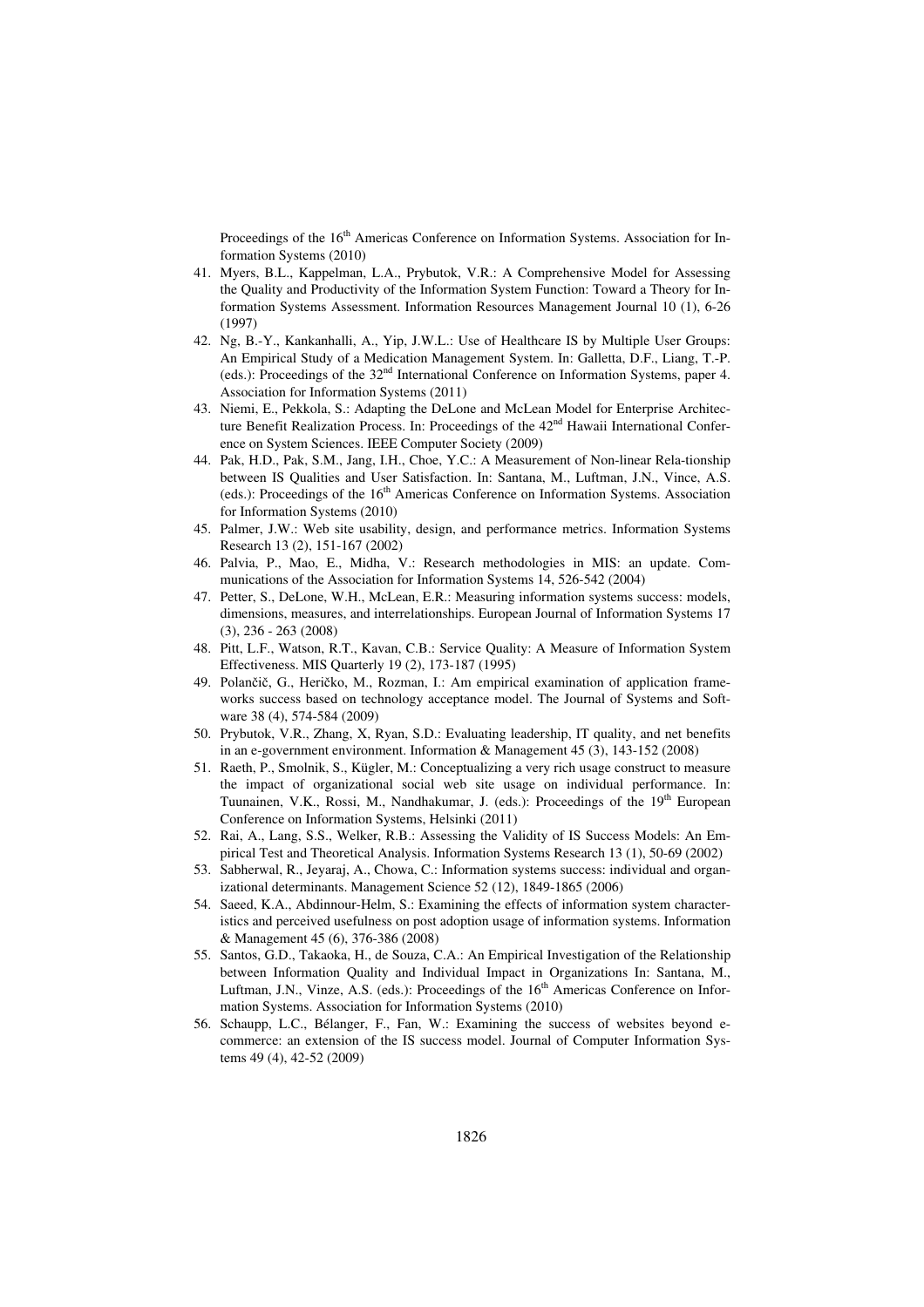Proceedings of the 16th Americas Conference on Information Systems. Association for Information Systems (2010)

41. Myers, B.L., Kappelman, L.A., Prybutok, V.R.: A Comprehensive Model for Assessing the Quality and Productivity of the Information System Function: Toward a Theory for Information Systems Assessment. Information Resources Management Journal 10 (1), 6-26 (1997)
42. Ng, B.-Y., Kankanhalli, A., Yip, J.W.L.: Use of Healthcare IS by Multiple User Groups: An Empirical Study of a Medication Management System. In: Galletta, D.F., Liang, T.-P. (eds.): Proceedings of the 32nd International Conference on Information Systems, paper 4. Association for Information Systems (2011)
43. Niemi, E., Pekkola, S.: Adapting the DeLone and McLean Model for Enterprise Architecture Benefit Realization Process. In: Proceedings of the 42nd Hawaii International Conference on System Sciences. IEEE Computer Society (2009)
44. Pak, H.D., Pak, S.M., Jang, I.H., Choe, Y.C.: A Measurement of Non-linear Rela-tionship between IS Qualities and User Satisfaction. In: Santana, M., Luftman, J.N., Vince, A.S. (eds.): Proceedings of the 16th Americas Conference on Information Systems. Association for Information Systems (2010)
45. Palmer, J.W.: Web site usability, design, and performance metrics. Information Systems Research 13 (2), 151-167 (2002)
46. Palvia, P., Mao, E., Midha, V.: Research methodologies in MIS: an update. Communications of the Association for Information Systems 14, 526-542 (2004)
47. Petter, S., DeLone, W.H., McLean, E.R.: Measuring information systems success: models, dimensions, measures, and interrelationships. European Journal of Information Systems 17 (3), 236 - 263 (2008)
48. Pitt, L.F., Watson, R.T., Kavan, C.B.: Service Quality: A Measure of Information System Effectiveness. MIS Quarterly 19 (2), 173-187 (1995)
49. Polančič, G., Heričko, M., Rozman, I.: Am empirical examination of application frameworks success based on technology acceptance model. The Journal of Systems and Software 38 (4), 574-584 (2009)
50. Prybutok, V.R., Zhang, X, Ryan, S.D.: Evaluating leadership, IT quality, and net benefits in an e-government environment. Information & Management 45 (3), 143-152 (2008)
51. Raeth, P., Smolnik, S., Kügler, M.: Conceptualizing a very rich usage construct to measure the impact of organizational social web site usage on individual performance. In: Tuunainen, V.K., Rossi, M., Nandhakumar, J. (eds.): Proceedings of the 19th European Conference on Information Systems, Helsinki (2011)
52. Rai, A., Lang, S.S., Welker, R.B.: Assessing the Validity of IS Success Models: An Empirical Test and Theoretical Analysis. Information Systems Research 13 (1), 50-69 (2002)
53. Sabherwal, R., Jeyaraj, A., Chowa, C.: Information systems success: individual and organizational determinants. Management Science 52 (12), 1849-1865 (2006)
54. Saeed, K.A., Abdinnour-Helm, S.: Examining the effects of information system characteristics and perceived usefulness on post adoption usage of information systems. Information & Management 45 (6), 376-386 (2008)
55. Santos, G.D., Takaoka, H., de Souza, C.A.: An Empirical Investigation of the Relationship between Information Quality and Individual Impact in Organizations In: Santana, M., Luftman, J.N., Vinze, A.S. (eds.): Proceedings of the 16th Americas Conference on Information Systems. Association for Information Systems (2010)
56. Schaupp, L.C., Bélanger, F., Fan, W.: Examining the success of websites beyond e-commerce: an extension of the IS success model. Journal of Computer Information Systems 49 (4), 42-52 (2009)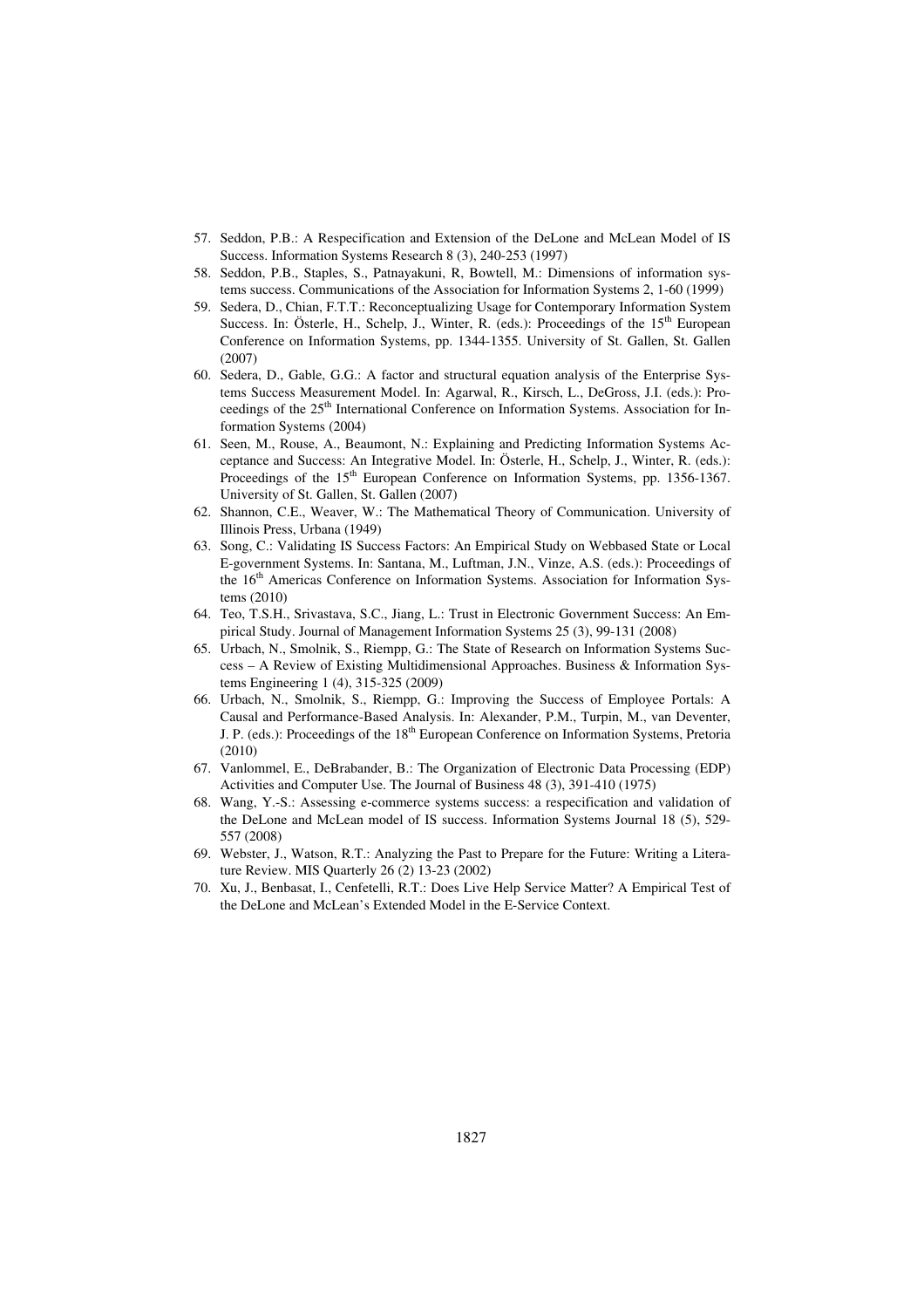57. Seddon, P.B.: A Respecification and Extension of the DeLone and McLean Model of IS Success. Information Systems Research 8 (3), 240-253 (1997)
58. Seddon, P.B., Staples, S., Patnayakuni, R, Bowtell, M.: Dimensions of information systems success. Communications of the Association for Information Systems 2, 1-60 (1999)
59. Sedera, D., Chian, F.T.T.: Reconceptualizing Usage for Contemporary Information System Success. In: Österle, H., Schelp, J., Winter, R. (eds.): Proceedings of the 15th European Conference on Information Systems, pp. 1344-1355. University of St. Gallen, St. Gallen (2007)
60. Sedera, D., Gable, G.G.: A factor and structural equation analysis of the Enterprise Systems Success Measurement Model. In: Agarwal, R., Kirsch, L., DeGross, J.I. (eds.): Proceedings of the 25th International Conference on Information Systems. Association for Information Systems (2004)
61. Seen, M., Rouse, A., Beaumont, N.: Explaining and Predicting Information Systems Acceptance and Success: An Integrative Model. In: Österle, H., Schelp, J., Winter, R. (eds.): Proceedings of the 15th European Conference on Information Systems, pp. 1356-1367. University of St. Gallen, St. Gallen (2007)
62. Shannon, C.E., Weaver, W.: The Mathematical Theory of Communication. University of Illinois Press, Urbana (1949)
63. Song, C.: Validating IS Success Factors: An Empirical Study on Webbased State or Local E-government Systems. In: Santana, M., Luftman, J.N., Vinze, A.S. (eds.): Proceedings of the 16th Americas Conference on Information Systems. Association for Information Systems (2010)
64. Teo, T.S.H., Srivastava, S.C., Jiang, L.: Trust in Electronic Government Success: An Empirical Study. Journal of Management Information Systems 25 (3), 99-131 (2008)
65. Urbach, N., Smolnik, S., Riempp, G.: The State of Research on Information Systems Success – A Review of Existing Multidimensional Approaches. Business & Information Systems Engineering 1 (4), 315-325 (2009)
66. Urbach, N., Smolnik, S., Riempp, G.: Improving the Success of Employee Portals: A Causal and Performance-Based Analysis. In: Alexander, P.M., Turpin, M., van Deventer, J. P. (eds.): Proceedings of the 18th European Conference on Information Systems, Pretoria (2010)
67. Vanlommel, E., DeBrabander, B.: The Organization of Electronic Data Processing (EDP) Activities and Computer Use. The Journal of Business 48 (3), 391-410 (1975)
68. Wang, Y.-S.: Assessing e-commerce systems success: a respecification and validation of the DeLone and McLean model of IS success. Information Systems Journal 18 (5), 529-557 (2008)
69. Webster, J., Watson, R.T.: Analyzing the Past to Prepare for the Future: Writing a Literature Review. MIS Quarterly 26 (2) 13-23 (2002)
70. Xu, J., Benbasat, I., Cenfetelli, R.T.: Does Live Help Service Matter? A Empirical Test of the DeLone and McLean's Extended Model in the E-Service Context.